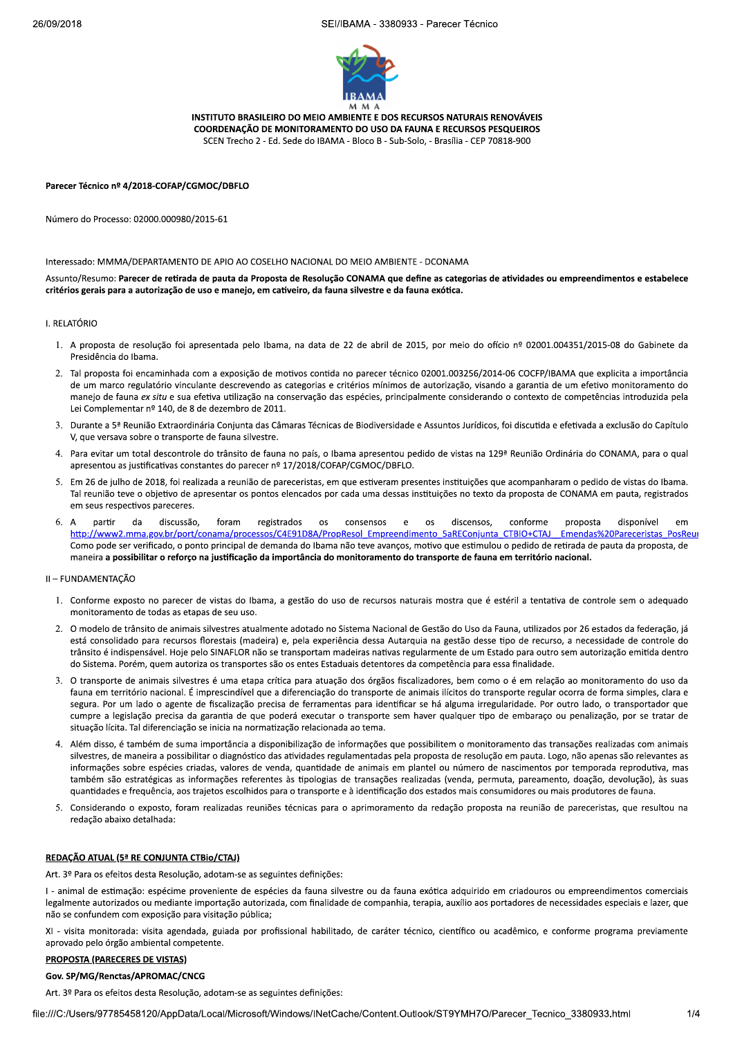INSTITUTO BRASILEIRO DO MEIO AMBIENTE E DOS RECURSOS NATURAIS RENOVÁVEIS
COORDENAÇÃO DE MONITORAMENTO DO USO DA FAUNA E RECURSOS PESQUEIROS
SCEN Trecho 2 - Ed. Sede do IBAMA - Bloco B - Sub-Solo, - Brasília - CEP 70818-900

**Parecer Técnico nº 4/2018-COFAP/CGMOC/DBFLO**

Número do Processo: 02000.000980/2015-61

Interessado: MMMA/DEPARTAMENTO DE APIO AO COSELHO NACIONAL DO MEIO AMBIENTE - DCONAMA

Assunto/Resumo: **Parecer de retirada de pauta da Proposta de Resolução CONAMA que define as categorias de atividades ou empreendimentos e estabelece critérios gerais para a autorização de uso e manejo, em cativeiro, da fauna silvestre e da fauna exótica.**

I. RELATÓRIO

1. A proposta de resolução foi apresentada pelo Ibama, na data de 22 de abril de 2015, por meio do ofício nº 02001.004351/2015-08 do Gabinete da Presidência do Ibama.
2. Tal proposta foi encaminhada com a exposição de motivos contida no parecer técnico 02001.003256/2014-06 COCFP/IBAMA que explicita a importância de um marco regulatório vinculante descrevendo as categorias e critérios mínimos de autorização, visando a garantia de um efetivo monitoramento do manejo de fauna *ex situ* e sua efetiva utilização na conservação das espécies, principalmente considerando o contexto de competências introduzida pela Lei Complementar nº 140, de 8 de dezembro de 2011.
3. Durante a 5ª Reunião Extraordinária Conjunta das Câmaras Técnicas de Biodiversidade e Assuntos Jurídicos, foi discutida e efetivada a exclusão do Capítulo V, que versava sobre o transporte de fauna silvestre.
4. Para evitar um total descontrole do trânsito de fauna no país, o Ibama apresentou pedido de vistas na 129ª Reunião Ordinária do CONAMA, para o qual apresentou as justificativas constantes do parecer nº 17/2018/COFAP/CGMOC/DBFLO.
5. Em 26 de julho de 2018, foi realizada a reunião de pareceristas, em que estiveram presentes instituições que acompanharam o pedido de vistas do Ibama. Tal reunião teve o objetivo de apresentar os pontos elencados por cada uma dessas instituições no texto da proposta de CONAMA em pauta, registrados em seus respectivos pareceres.
6. A partir da discussão, foram registrados os consensos e os discensos, conforme proposta disponível em http://www2.mma.gov.br/port/conama/processos/C4E91D8A/PropResol_Empreendimento_5aREConjunta_CTBIO+CTAJ__Emendas%20Pareceristas_PosReu Como pode ser verificado, o ponto principal de demanda do Ibama não teve avanços, motivo que estimulou o pedido de retirada de pauta da proposta, de maneira **a possibilitar o reforço na justificação da importância do monitoramento do transporte de fauna em território nacional.**

II – FUNDAMENTAÇÃO

1. Conforme exposto no parecer de vistas do Ibama, a gestão do uso de recursos naturais mostra que é estéril a tentativa de controle sem o adequado monitoramento de todas as etapas de seu uso.
2. O modelo de trânsito de animais silvestres atualmente adotado no Sistema Nacional de Gestão do Uso da Fauna, utilizados por 26 estados da federação, já está consolidado para recursos florestais (madeira) e, pela experiência dessa Autarquia na gestão desse tipo de recurso, a necessidade de controle do trânsito é indispensável. Hoje pelo SINAFLOR não se transportam madeiras nativas regularmente de um Estado para outro sem autorização emitida dentro do Sistema. Porém, quem autoriza os transportes são os entes Estaduais detentores da competência para essa finalidade.
3. O transporte de animais silvestres é uma etapa crítica para atuação dos órgãos fiscalizadores, bem como o é em relação ao monitoramento do uso da fauna em território nacional. É imprescindível que a diferenciação do transporte de animais ilícitos do transporte regular ocorra de forma simples, clara e segura. Por um lado o agente de fiscalização precisa de ferramentas para identificar se há alguma irregularidade. Por outro lado, o transportador que cumpre a legislação precisa da garantia de que poderá executar o transporte sem haver qualquer tipo de embaraço ou penalização, por se tratar de situação lícita. Tal diferenciação se inicia na normatização relacionada ao tema.
4. Além disso, é também de suma importância a disponibilização de informações que possibilitem o monitoramento das transações realizadas com animais silvestres, de maneira a possibilitar o diagnóstico das atividades regulamentadas pela proposta de resolução em pauta. Logo, não apenas são relevantes as informações sobre espécies criadas, valores de venda, quantidade de animais em plantel ou número de nascimentos por temporada reprodutiva, mas também são estratégicas as informações referentes às tipologias de transações realizadas (venda, permuta, pareamento, doação, devolução), às suas quantidades e frequência, aos trajetos escolhidos para o transporte e à identificação dos estados mais consumidores ou mais produtores de fauna.
5. Considerando o exposto, foram realizadas reuniões técnicas para o aprimoramento da redação proposta na reunião de pareceristas, que resultou na redação abaixo detalhada:

**REDAÇÃO ATUAL (5ª RE CONJUNTA CTBio/CTAJ)**

Art. 3º Para os efeitos desta Resolução, adotam-se as seguintes definições:

I - animal de estimação: espécime proveniente de espécies da fauna silvestre ou da fauna exótica adquirido em criadouros ou empreendimentos comerciais legalmente autorizados ou mediante importação autorizada, com finalidade de companhia, terapia, auxílio aos portadores de necessidades especiais e lazer, que não se confundem com exposição para visitação pública;

XI - visita monitorada: visita agendada, guiada por profissional habilitado, de caráter técnico, científico ou acadêmico, e conforme programa previamente aprovado pelo órgão ambiental competente.

**PROPOSTA (PARECERES DE VISTAS)**

**Gov. SP/MG/Renctas/APROMAC/CNCG**

Art. 3º Para os efeitos desta Resolução, adotam-se as seguintes definições: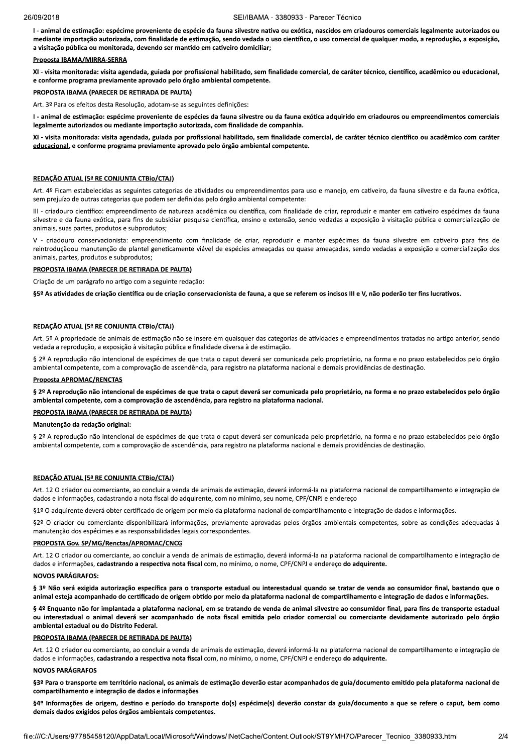**I - animal de estimação: espécime proveniente de espécie da fauna silvestre nativa ou exótica, nascidos em criadouros comerciais legalmente autorizados ou mediante importação autorizada, com finalidade de estimação, sendo vedada o uso científico, o uso comercial de qualquer modo, a reprodução, a exposição, a visitação pública ou monitorada, devendo ser mantido em cativeiro domiciliar;**

**Proposta IBAMA/MIRRA-SERRA**

**XI - visita monitorada: visita agendada, guiada por profissional habilitado, sem finalidade comercial, de caráter técnico, científico, acadêmico ou educacional, e conforme programa previamente aprovado pelo órgão ambiental competente.**

**PROPOSTA IBAMA (PARECER DE RETIRADA DE PAUTA)**

Art. 3º Para os efeitos desta Resolução, adotam-se as seguintes definições:

**I - animal de estimação: espécime proveniente de espécies da fauna silvestre ou da fauna exótica adquirido em criadouros ou empreendimentos comerciais legalmente autorizados ou mediante importação autorizada, com finalidade de companhia.**

**XI - visita monitorada: visita agendada, guiada por profissional habilitado, sem finalidade comercial, de caráter técnico científico ou acadêmico com caráter educacional, e conforme programa previamente aprovado pelo órgão ambiental competente.**

**REDAÇÃO ATUAL (5ª RE CONJUNTA CTBio/CTAJ)**

Art. 4º Ficam estabelecidas as seguintes categorias de atividades ou empreendimentos para uso e manejo, em cativeiro, da fauna silvestre e da fauna exótica, sem prejuízo de outras categorias que podem ser definidas pelo órgão ambiental competente:

III - criadouro científico: empreendimento de natureza acadêmica ou científica, com finalidade de criar, reproduzir e manter em cativeiro espécimes da fauna silvestre e da fauna exótica, para fins de subsidiar pesquisa científica, ensino e extensão, sendo vedadas a exposição à visitação pública e comercialização de animais, suas partes, produtos e subprodutos;

V - criadouro conservacionista: empreendimento com finalidade de criar, reproduzir e manter espécimes da fauna silvestre em cativeiro para fins de reintroduçãoou manutenção de plantel geneticamente viável de espécies ameaçadas ou quase ameaçadas, sendo vedadas a exposição e comercialização dos animais, partes, produtos e subprodutos;

**PROPOSTA IBAMA (PARECER DE RETIRADA DE PAUTA)**

Criação de um parágrafo no artigo com a seguinte redação:

**§5º As atividades de criação científica ou de criação conservacionista de fauna, a que se referem os incisos III e V, não poderão ter fins lucrativos.**

**REDAÇÃO ATUAL (5ª RE CONJUNTA CTBio/CTAJ)**

Art. 5º A propriedade de animais de estimação não se insere em quaisquer das categorias de atividades e empreendimentos tratadas no artigo anterior, sendo vedada a reprodução, a exposição à visitação pública e finalidade diversa à de estimação.

§ 2º A reprodução não intencional de espécimes de que trata o caput deverá ser comunicada pelo proprietário, na forma e no prazo estabelecidos pelo órgão ambiental competente, com a comprovação de ascendência, para registro na plataforma nacional e demais providências de destinação.

**Proposta APROMAC/RENCTAS**

**§ 2º A reprodução não intencional de espécimes de que trata o caput deverá ser comunicada pelo proprietário, na forma e no prazo estabelecidos pelo órgão ambiental competente, com a comprovação de ascendência, para registro na plataforma nacional.**

**PROPOSTA IBAMA (PARECER DE RETIRADA DE PAUTA)**

**Manutenção da redação original:**

§ 2º A reprodução não intencional de espécimes de que trata o caput deverá ser comunicada pelo proprietário, na forma e no prazo estabelecidos pelo órgão ambiental competente, com a comprovação de ascendência, para registro na plataforma nacional e demais providências de destinação.

**REDAÇÃO ATUAL (5ª RE CONJUNTA CTBio/CTAJ)**

Art. 12 O criador ou comerciante, ao concluir a venda de animais de estimação, deverá informá-la na plataforma nacional de compartilhamento e integração de dados e informações, cadastrando a nota fiscal do adquirente, com no mínimo, seu nome, CPF/CNPJ e endereço

§1º O adquirente deverá obter certificado de origem por meio da plataforma nacional de compartilhamento e integração de dados e informações.

§2º O criador ou comerciante disponibilizará informações, previamente aprovadas pelos órgãos ambientais competentes, sobre as condições adequadas à manutenção dos espécimes e as responsabilidades legais correspondentes.

**PROPOSTA Gov. SP/MG/Renctas/APROMAC/CNCG**

Art. 12 O criador ou comerciante, ao concluir a venda de animais de estimação, deverá informá-la na plataforma nacional de compartilhamento e integração de dados e informações, **cadastrando a respectiva nota fiscal** com, no mínimo, o nome, CPF/CNPJ e endereço **do adquirente.**

**NOVOS PARÁGRAFOS:**

**§ 3º Não será exigida autorização específica para o transporte estadual ou interestadual quando se tratar de venda ao consumidor final, bastando que o animal esteja acompanhado do certificado de origem obtido por meio da plataforma nacional de compartilhamento e integração de dados e informações.**

**§ 4º Enquanto não for implantada a plataforma nacional, em se tratando de venda de animal silvestre ao consumidor final, para fins de transporte estadual ou interestadual o animal deverá ser acompanhado de nota fiscal emitida pelo criador comercial ou comerciante devidamente autorizado pelo órgão ambiental estadual ou do Distrito Federal.**

**PROPOSTA IBAMA (PARECER DE RETIRADA DE PAUTA)**

Art. 12 O criador ou comerciante, ao concluir a venda de animais de estimação, deverá informá-la na plataforma nacional de compartilhamento e integração de dados e informações, **cadastrando a respectiva nota fiscal** com, no mínimo, o nome, CPF/CNPJ e endereço **do adquirente.**

**NOVOS PARÁGRAFOS**

**§3º Para o transporte em território nacional, os animais de estimação deverão estar acompanhados de guia/documento emitido pela plataforma nacional de compartilhamento e integração de dados e informações**

**§4º Informações de origem, destino e período do transporte do(s) espécime(s) deverão constar da guia/documento a que se refere o caput, bem como demais dados exigidos pelos órgãos ambientais competentes.**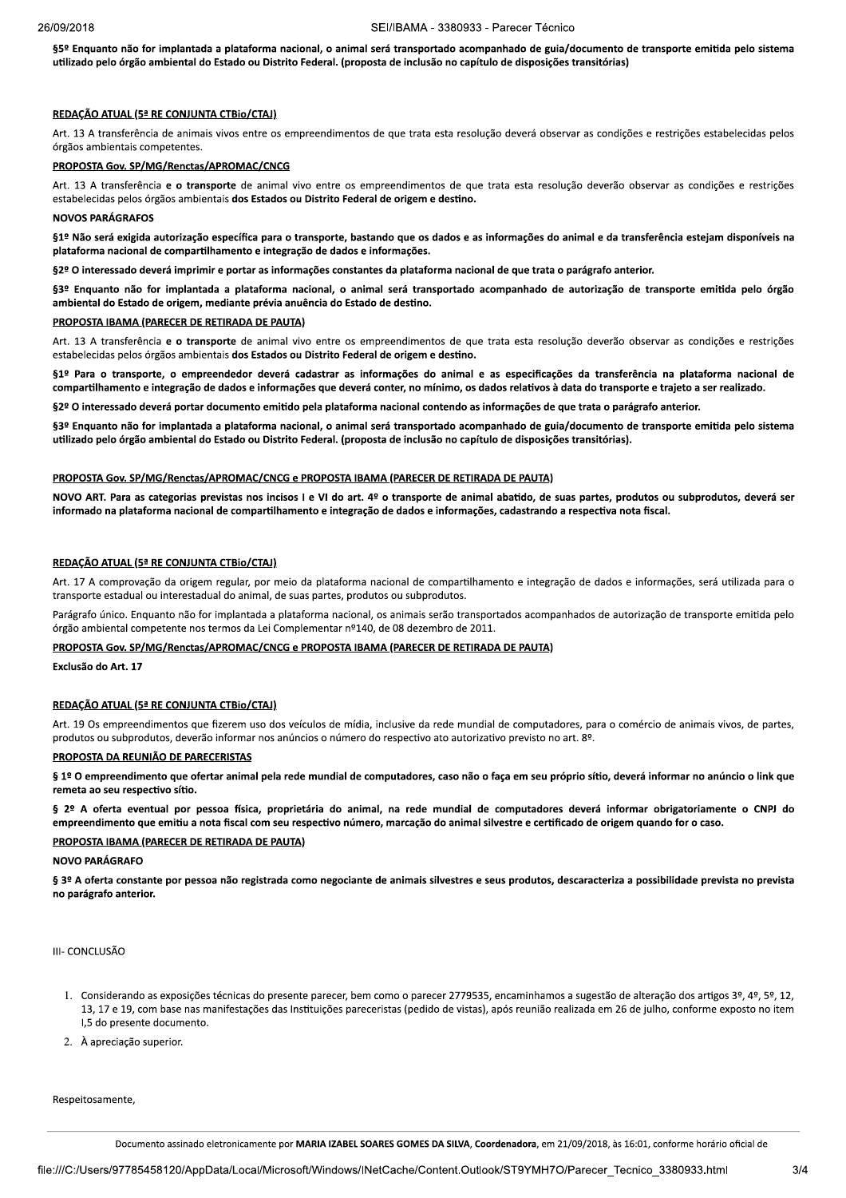**§5º Enquanto não for implantada a plataforma nacional, o animal será transportado acompanhado de guia/documento de transporte emitida pelo sistema utilizado pelo órgão ambiental do Estado ou Distrito Federal. (proposta de inclusão no capítulo de disposições transitórias)**

**REDAÇÃO ATUAL (5ª RE CONJUNTA CTBio/CTAJ)**

Art. 13 A transferência de animais vivos entre os empreendimentos de que trata esta resolução deverá observar as condições e restrições estabelecidas pelos órgãos ambientais competentes.

**PROPOSTA Gov. SP/MG/Renctas/APROMAC/CNCG**

Art. 13 A transferência **e o transporte** de animal vivo entre os empreendimentos de que trata esta resolução deverão observar as condições e restrições estabelecidas pelos órgãos ambientais **dos Estados ou Distrito Federal de origem e destino.**

**NOVOS PARÁGRAFOS**

**§1º Não será exigida autorização específica para o transporte, bastando que os dados e as informações do animal e da transferência estejam disponíveis na plataforma nacional de compartilhamento e integração de dados e informações.**

**§2º O interessado deverá imprimir e portar as informações constantes da plataforma nacional de que trata o parágrafo anterior.**

**§3º Enquanto não for implantada a plataforma nacional, o animal será transportado acompanhado de autorização de transporte emitida pelo órgão ambiental do Estado de origem, mediante prévia anuência do Estado de destino.**

**PROPOSTA IBAMA (PARECER DE RETIRADA DE PAUTA)**

Art. 13 A transferência **e o transporte** de animal vivo entre os empreendimentos de que trata esta resolução deverão observar as condições e restrições estabelecidas pelos órgãos ambientais **dos Estados ou Distrito Federal de origem e destino.**

**§1º Para o transporte, o empreendedor deverá cadastrar as informações do animal e as especificações da transferência na plataforma nacional de compartilhamento e integração de dados e informações que deverá conter, no mínimo, os dados relativos à data do transporte e trajeto a ser realizado.**

**§2º O interessado deverá portar documento emitido pela plataforma nacional contendo as informações de que trata o parágrafo anterior.**

**§3º Enquanto não for implantada a plataforma nacional, o animal será transportado acompanhado de guia/documento de transporte emitida pelo sistema utilizado pelo órgão ambiental do Estado ou Distrito Federal. (proposta de inclusão no capítulo de disposições transitórias).**

**PROPOSTA Gov. SP/MG/Renctas/APROMAC/CNCG e PROPOSTA IBAMA (PARECER DE RETIRADA DE PAUTA)**

**NOVO ART. Para as categorias previstas nos incisos I e VI do art. 4º o transporte de animal abatido, de suas partes, produtos ou subprodutos, deverá ser informado na plataforma nacional de compartilhamento e integração de dados e informações, cadastrando a respectiva nota fiscal.**

**REDAÇÃO ATUAL (5ª RE CONJUNTA CTBio/CTAJ)**

Art. 17 A comprovação da origem regular, por meio da plataforma nacional de compartilhamento e integração de dados e informações, será utilizada para o transporte estadual ou interestadual do animal, de suas partes, produtos ou subprodutos.

Parágrafo único. Enquanto não for implantada a plataforma nacional, os animais serão transportados acompanhados de autorização de transporte emitida pelo órgão ambiental competente nos termos da Lei Complementar nº140, de 08 dezembro de 2011.

**PROPOSTA Gov. SP/MG/Renctas/APROMAC/CNCG e PROPOSTA IBAMA (PARECER DE RETIRADA DE PAUTA)**

**Exclusão do Art. 17**

**REDAÇÃO ATUAL (5ª RE CONJUNTA CTBio/CTAJ)**

Art. 19 Os empreendimentos que fizerem uso dos veículos de mídia, inclusive da rede mundial de computadores, para o comércio de animais vivos, de partes, produtos ou subprodutos, deverão informar nos anúncios o número do respectivo ato autorizativo previsto no art. 8º.

**PROPOSTA DA REUNIÃO DE PARECERISTAS**

**§ 1º O empreendimento que ofertar animal pela rede mundial de computadores, caso não o faça em seu próprio sítio, deverá informar no anúncio o link que remeta ao seu respectivo sítio.**

**§ 2º A oferta eventual por pessoa física, proprietária do animal, na rede mundial de computadores deverá informar obrigatoriamente o CNPJ do empreendimento que emitiu a nota fiscal com seu respectivo número, marcação do animal silvestre e certificado de origem quando for o caso.**

**PROPOSTA IBAMA (PARECER DE RETIRADA DE PAUTA)**

**NOVO PARÁGRAFO**

**§ 3º A oferta constante por pessoa não registrada como negociante de animais silvestres e seus produtos, descaracteriza a possibilidade prevista no prevista no parágrafo anterior.**

III- CONCLUSÃO

1. Considerando as exposições técnicas do presente parecer, bem como o parecer 2779535, encaminhamos a sugestão de alteração dos artigos 3º, 4º, 5º, 12, 13, 17 e 19, com base nas manifestações das Instituições pareceristas (pedido de vistas), após reunião realizada em 26 de julho, conforme exposto no item I,5 do presente documento.
2. À apreciação superior.

Respeitosamente,

Documento assinado eletronicamente por **MARIA IZABEL SOARES GOMES DA SILVA**, **Coordenadora**, em 21/09/2018, às 16:01, conforme horário oficial de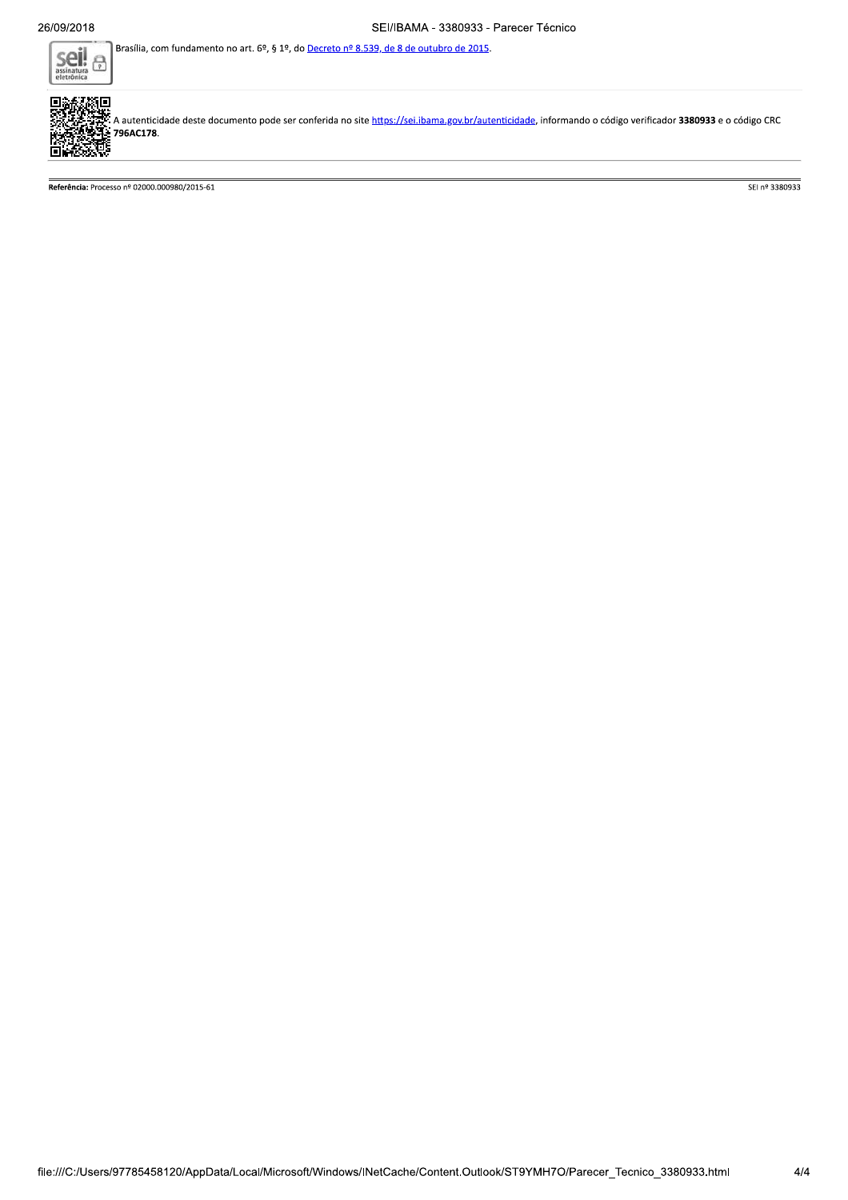Brasília, com fundamento no art. 6º, § 1º, do [Decreto nº 8.539, de 8 de outubro de 2015](#).

A autenticidade deste documento pode ser conferida no site [https://sei.ibama.gov.br/autenticidade](https://sei.ibama.gov.br/autenticidade), informando o código verificador **3380933** e o código CRC **796AC178**.

---

**Referência:** Processo nº 02000.000980/2015-61 SEI nº 3380933